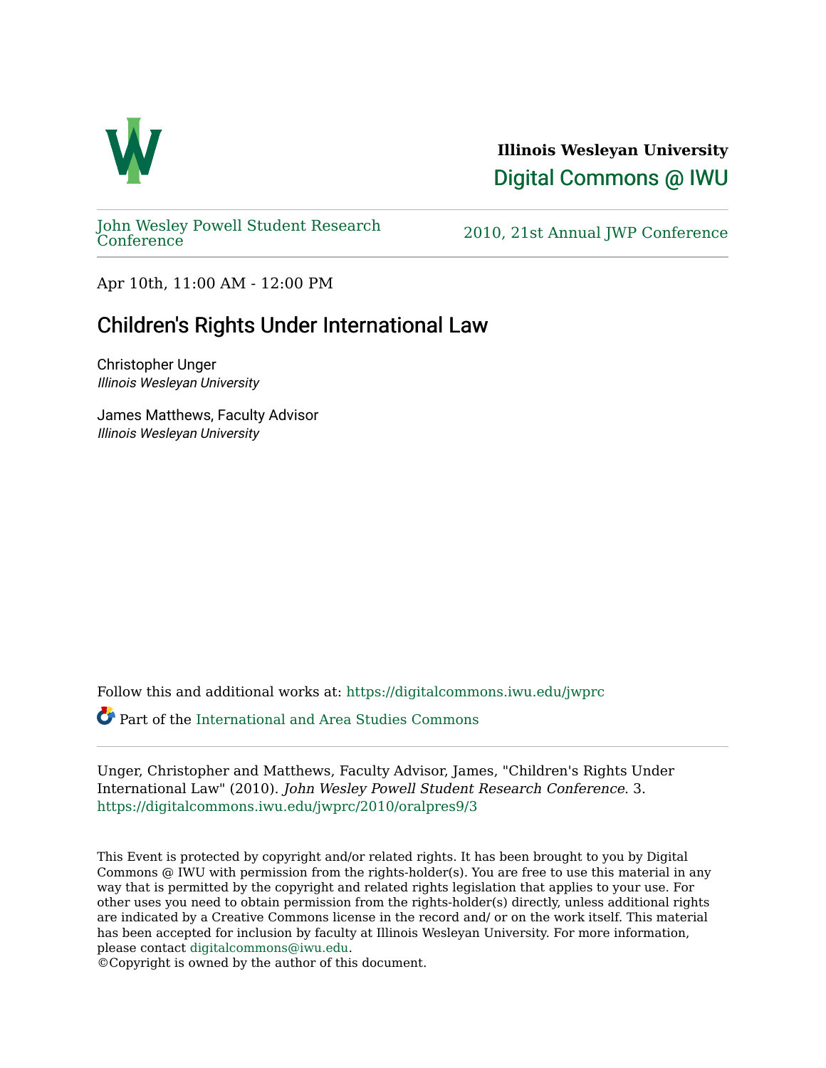**Illinois Wesleyan University**

Digital Commons @ IWU

John Wesley Powell Student Research Conference

2010, 21st Annual JWP Conference

Apr 10th, 11:00 AM - 12:00 PM

# Children's Rights Under International Law

Christopher Unger
*Illinois Wesleyan University*

James Matthews, Faculty Advisor
*Illinois Wesleyan University*

Follow this and additional works at: https://digitalcommons.iwu.edu/jwprc

Part of the International and Area Studies Commons

Unger, Christopher and Matthews, Faculty Advisor, James, "Children's Rights Under International Law" (2010). *John Wesley Powell Student Research Conference*. 3.
https://digitalcommons.iwu.edu/jwprc/2010/oralpres9/3

This Event is protected by copyright and/or related rights. It has been brought to you by Digital Commons @ IWU with permission from the rights-holder(s). You are free to use this material in any way that is permitted by the copyright and related rights legislation that applies to your use. For other uses you need to obtain permission from the rights-holder(s) directly, unless additional rights are indicated by a Creative Commons license in the record and/ or on the work itself. This material has been accepted for inclusion by faculty at Illinois Wesleyan University. For more information, please contact digitalcommons@iwu.edu.
©Copyright is owned by the author of this document.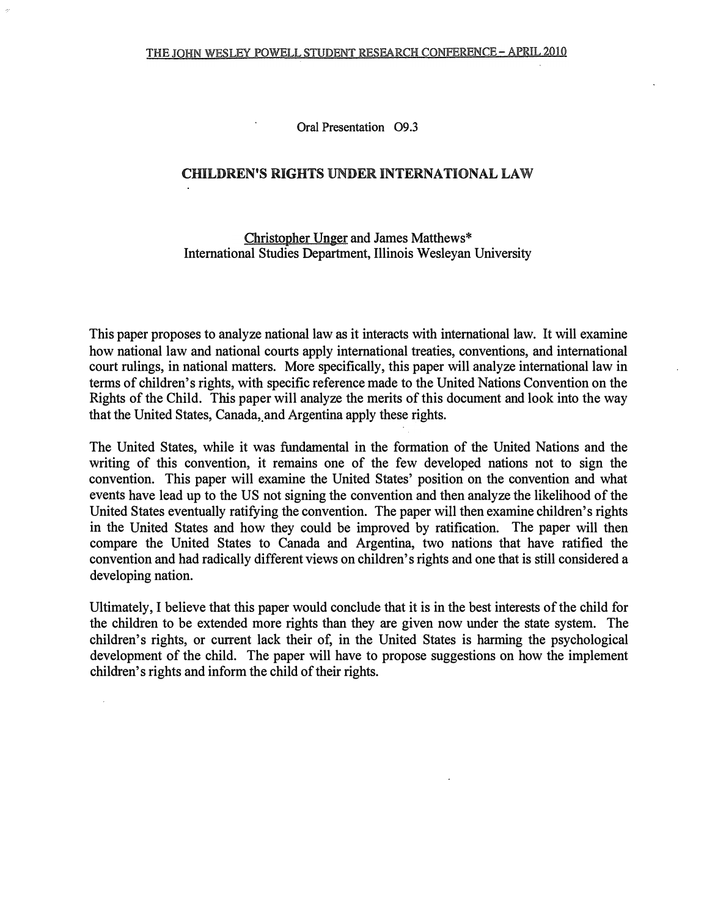Oral Presentation O9.3

# CHILDREN'S RIGHTS UNDER INTERNATIONAL LAW

Christopher Unger and James Matthews*
International Studies Department, Illinois Wesleyan University

This paper proposes to analyze national law as it interacts with international law. It will examine how national law and national courts apply international treaties, conventions, and international court rulings, in national matters. More specifically, this paper will analyze international law in terms of children's rights, with specific reference made to the United Nations Convention on the Rights of the Child. This paper will analyze the merits of this document and look into the way that the United States, Canada, and Argentina apply these rights.

The United States, while it was fundamental in the formation of the United Nations and the writing of this convention, it remains one of the few developed nations not to sign the convention. This paper will examine the United States' position on the convention and what events have lead up to the US not signing the convention and then analyze the likelihood of the United States eventually ratifying the convention. The paper will then examine children's rights in the United States and how they could be improved by ratification. The paper will then compare the United States to Canada and Argentina, two nations that have ratified the convention and had radically different views on children's rights and one that is still considered a developing nation.

Ultimately, I believe that this paper would conclude that it is in the best interests of the child for the children to be extended more rights than they are given now under the state system. The children's rights, or current lack their of, in the United States is harming the psychological development of the child. The paper will have to propose suggestions on how the implement children's rights and inform the child of their rights.